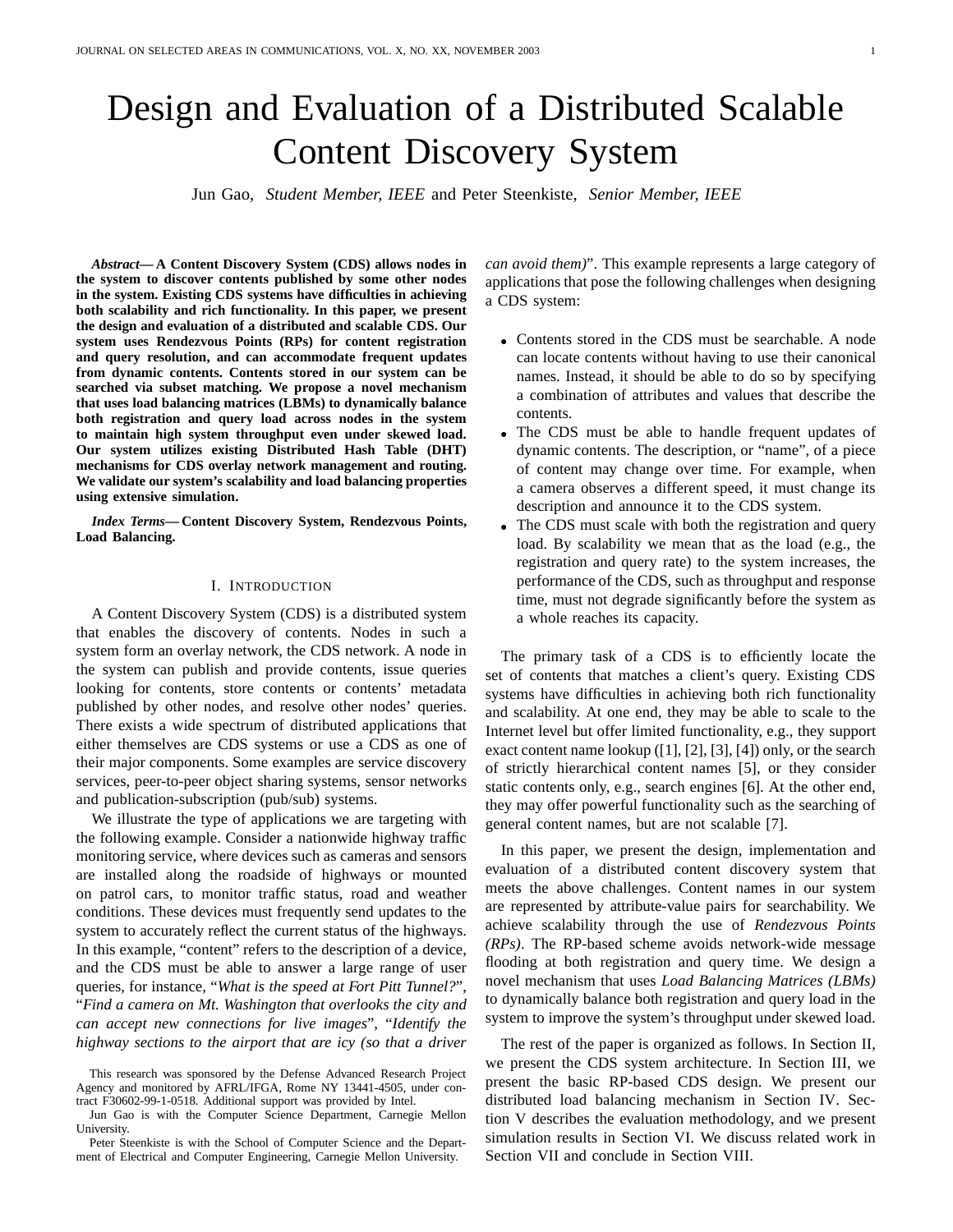// Design and Evaluation of a Distributed Scalable Content Discovery System

Jun Gao, *Student Member, IEEE* and Peter Steenkiste, *Senior Member, IEEE*

***Abstract*— A Content Discovery System (CDS) allows nodes in the system to discover contents published by some other nodes in the system. Existing CDS systems have difficulties in achieving both scalability and rich functionality. In this paper, we present the design and evaluation of a distributed and scalable CDS. Our system uses Rendezvous Points (RPs) for content registration and query resolution, and can accommodate frequent updates from dynamic contents. Contents stored in our system can be searched via subset matching. We propose a novel mechanism that uses load balancing matrices (LBMs) to dynamically balance both registration and query load across nodes in the system to maintain high system throughput even under skewed load. Our system utilizes existing Distributed Hash Table (DHT) mechanisms for CDS overlay network management and routing. We validate our system's scalability and load balancing properties using extensive simulation.**

***Index Terms*— Content Discovery System, Rendezvous Points, Load Balancing.**

## I. Introduction

A Content Discovery System (CDS) is a distributed system that enables the discovery of contents. Nodes in such a system form an overlay network, the CDS network. A node in the system can publish and provide contents, issue queries looking for contents, store contents or contents' metadata published by other nodes, and resolve other nodes' queries. There exists a wide spectrum of distributed applications that either themselves are CDS systems or use a CDS as one of their major components. Some examples are service discovery services, peer-to-peer object sharing systems, sensor networks and publication-subscription (pub/sub) systems.

We illustrate the type of applications we are targeting with the following example. Consider a nationwide highway traffic monitoring service, where devices such as cameras and sensors are installed along the roadside of highways or mounted on patrol cars, to monitor traffic status, road and weather conditions. These devices must frequently send updates to the system to accurately reflect the current status of the highways. In this example, "content" refers to the description of a device, and the CDS must be able to answer a large range of user queries, for instance, "*What is the speed at Fort Pitt Tunnel?*", "*Find a camera on Mt. Washington that overlooks the city and can accept new connections for live images*", "*Identify the highway sections to the airport that are icy (so that a driver can avoid them)*". This example represents a large category of applications that pose the following challenges when designing a CDS system:

- Contents stored in the CDS must be searchable. A node can locate contents without having to use their canonical names. Instead, it should be able to do so by specifying a combination of attributes and values that describe the contents.
- The CDS must be able to handle frequent updates of dynamic contents. The description, or "name", of a piece of content may change over time. For example, when a camera observes a different speed, it must change its description and announce it to the CDS system.
- The CDS must scale with both the registration and query load. By scalability we mean that as the load (e.g., the registration and query rate) to the system increases, the performance of the CDS, such as throughput and response time, must not degrade significantly before the system as a whole reaches its capacity.

The primary task of a CDS is to efficiently locate the set of contents that matches a client's query. Existing CDS systems have difficulties in achieving both rich functionality and scalability. At one end, they may be able to scale to the Internet level but offer limited functionality, e.g., they support exact content name lookup ([1], [2], [3], [4]) only, or the search of strictly hierarchical content names [5], or they consider static contents only, e.g., search engines [6]. At the other end, they may offer powerful functionality such as the searching of general content names, but are not scalable [7].

In this paper, we present the design, implementation and evaluation of a distributed content discovery system that meets the above challenges. Content names in our system are represented by attribute-value pairs for searchability. We achieve scalability through the use of *Rendezvous Points (RPs)*. The RP-based scheme avoids network-wide message flooding at both registration and query time. We design a novel mechanism that uses *Load Balancing Matrices (LBMs)* to dynamically balance both registration and query load in the system to improve the system's throughput under skewed load.

The rest of the paper is organized as follows. In Section II, we present the CDS system architecture. In Section III, we present the basic RP-based CDS design. We present our distributed load balancing mechanism in Section IV. Section V describes the evaluation methodology, and we present simulation results in Section VI. We discuss related work in Section VII and conclude in Section VIII.

This research was sponsored by the Defense Advanced Research Project Agency and monitored by AFRL/IFGA, Rome NY 13441-4505, under contract F30602-99-1-0518. Additional support was provided by Intel.

Jun Gao is with the Computer Science Department, Carnegie Mellon University.

Peter Steenkiste is with the School of Computer Science and the Department of Electrical and Computer Engineering, Carnegie Mellon University.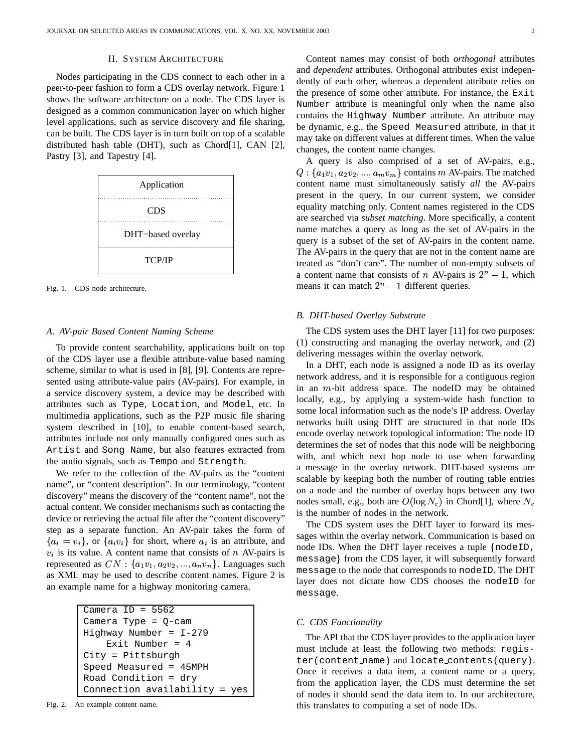## II. System Architecture

Nodes participating in the CDS connect to each other in a peer-to-peer fashion to form a CDS overlay network. Figure 1 shows the software architecture on a node. The CDS layer is designed as a common communication layer on which higher level applications, such as service discovery and file sharing, can be built. The CDS layer is in turn built on top of a scalable distributed hash table (DHT), such as Chord[1], CAN [2], Pastry [3], and Tapestry [4].

| |
|---|
| Application |
| CDS |
| DHT−based overlay |
| TCP/IP |

Fig. 1. CDS node architecture.

### A. AV-pair Based Content Naming Scheme

To provide content searchability, applications built on top of the CDS layer use a flexible attribute-value based naming scheme, similar to what is used in [8], [9]. Contents are represented using attribute-value pairs (AV-pairs). For example, in a service discovery system, a device may be described with attributes such as `Type`, `Location`, and `Model`, etc. In multimedia applications, such as the P2P music file sharing system described in [10], to enable content-based search, attributes include not only manually configured ones such as `Artist` and `Song Name`, but also features extracted from the audio signals, such as `Tempo` and `Strength`.

We refer to the collection of the AV-pairs as the "content name", or "content description". In our terminology, "content discovery" means the discovery of the "content name", not the actual content. We consider mechanisms such as contacting the device or retrieving the actual file after the "content discovery" step as a separate function. An AV-pair takes the form of $\{a_i = v_i\}$, or $\{a_i v_i\}$ for short, where $a_i$ is an attribute, and $v_i$ is its value. A content name that consists of $n$ AV-pairs is represented as $CN : \{a_1v_1, a_2v_2, ..., a_nv_n\}$. Languages such as XML may be used to describe content names. Figure 2 is an example name for a highway monitoring camera.

```
Camera ID = 5562
Camera Type = Q-cam
Highway Number = I-279
    Exit Number = 4
City = Pittsburgh
Speed Measured = 45MPH
Road Condition = dry
Connection availability = yes
```

Fig. 2. An example content name.

Content names may consist of both *orthogonal* attributes and *dependent* attributes. Orthogonal attributes exist independently of each other, whereas a dependent attribute relies on the presence of some other attribute. For instance, the `Exit Number` attribute is meaningful only when the name also contains the `Highway Number` attribute. An attribute may be dynamic, e.g., the `Speed Measured` attribute, in that it may take on different values at different times. When the value changes, the content name changes.

A query is also comprised of a set of AV-pairs, e.g., $Q : \{a_1v_1, a_2v_2, ..., a_mv_m\}$ contains $m$ AV-pairs. The matched content name must simultaneously satisfy *all* the AV-pairs present in the query. In our current system, we consider equality matching only. Content names registered in the CDS are searched via *subset matching*. More specifically, a content name matches a query as long as the set of AV-pairs in the query is a subset of the set of AV-pairs in the content name. The AV-pairs in the query that are not in the content name are treated as "don't care". The number of non-empty subsets of a content name that consists of $n$ AV-pairs is $2^n - 1$, which means it can match $2^n - 1$ different queries.

### B. DHT-based Overlay Substrate

The CDS system uses the DHT layer [11] for two purposes: (1) constructing and managing the overlay network, and (2) delivering messages within the overlay network.

In a DHT, each node is assigned a node ID as its overlay network address, and it is responsible for a contiguous region in an $m$-bit address space. The nodeID may be obtained locally, e.g., by applying a system-wide hash function to some local information such as the node's IP address. Overlay networks built using DHT are structured in that node IDs encode overlay network topological information: The node ID determines the set of nodes that this node will be neighboring with, and which next hop node to use when forwarding a message in the overlay network. DHT-based systems are scalable by keeping both the number of routing table entries on a node and the number of overlay hops between any two nodes small, e.g., both are $O(\log N_c)$ in Chord[1], where $N_c$ is the number of nodes in the network.

The CDS system uses the DHT layer to forward its messages within the overlay network. Communication is based on node IDs. When the DHT layer receives a tuple {`nodeID, message`} from the CDS layer, it will subsequently forward `message` to the node that corresponds to `nodeID`. The DHT layer does not dictate how CDS chooses the `nodeID` for `message`.

### C. CDS Functionality

The API that the CDS layer provides to the application layer must include at least the following two methods: `register(content_name)` and `locate_contents(query)`. Once it receives a data item, a content name or a query, from the application layer, the CDS must determine the set of nodes it should send the data item to. In our architecture, this translates to computing a set of node IDs.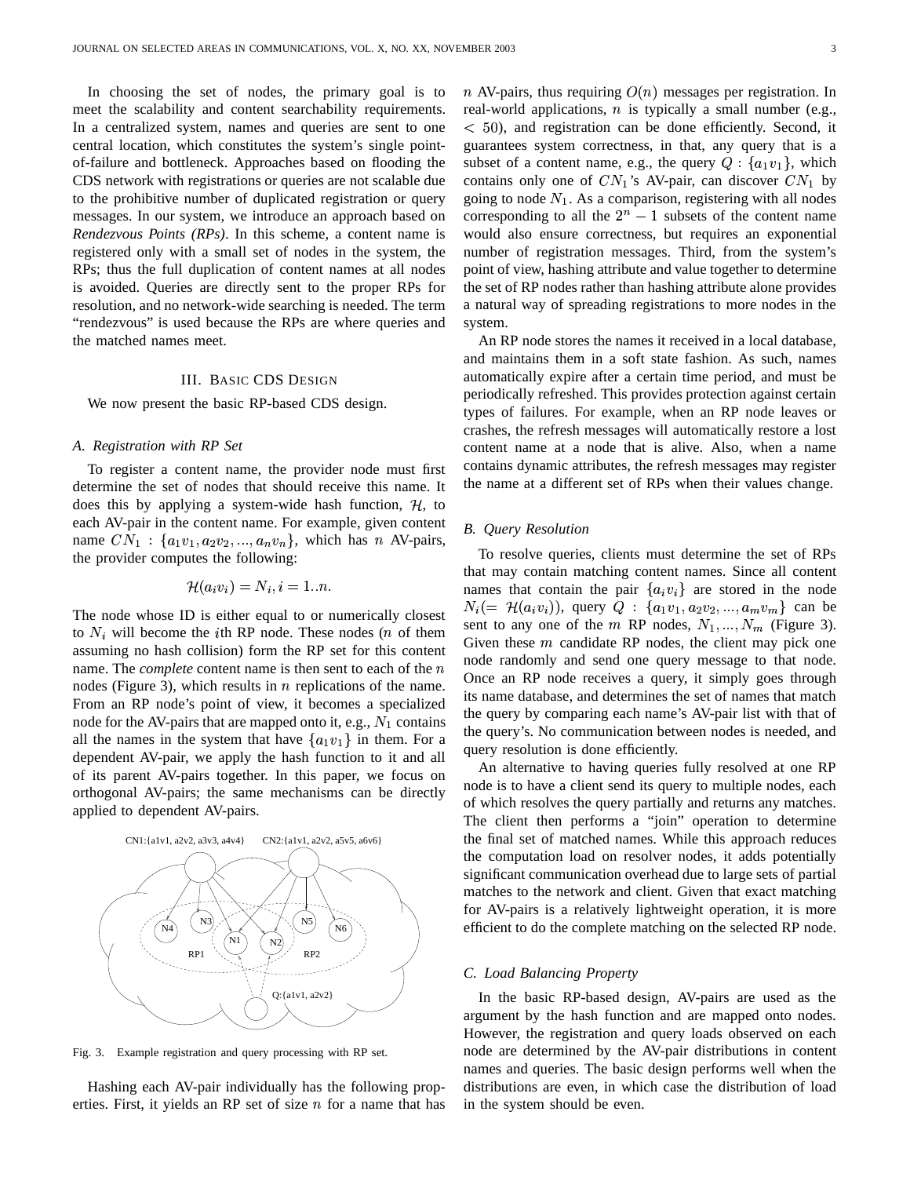In choosing the set of nodes, the primary goal is to meet the scalability and content searchability requirements. In a centralized system, names and queries are sent to one central location, which constitutes the system's single point-of-failure and bottleneck. Approaches based on flooding the CDS network with registrations or queries are not scalable due to the prohibitive number of duplicated registration or query messages. In our system, we introduce an approach based on *Rendezvous Points (RPs)*. In this scheme, a content name is registered only with a small set of nodes in the system, the RPs; thus the full duplication of content names at all nodes is avoided. Queries are directly sent to the proper RPs for resolution, and no network-wide searching is needed. The term "rendezvous" is used because the RPs are where queries and the matched names meet.

## III. Basic CDS Design

We now present the basic RP-based CDS design.

### A. Registration with RP Set

To register a content name, the provider node must first determine the set of nodes that should receive this name. It does this by applying a system-wide hash function, $\mathcal{H}$, to each AV-pair in the content name. For example, given content name $CN_1 : \{a_1v_1, a_2v_2, ..., a_nv_n\}$, which has $n$ AV-pairs, the provider computes the following:

$$\mathcal{H}(a_iv_i) = N_i, i = 1..n.$$

The node whose ID is either equal to or numerically closest to $N_i$ will become the $i$th RP node. These nodes ($n$ of them assuming no hash collision) form the RP set for this content name. The *complete* content name is then sent to each of the $n$ nodes (Figure 3), which results in $n$ replications of the name. From an RP node's point of view, it becomes a specialized node for the AV-pairs that are mapped onto it, e.g., $N_1$ contains all the names in the system that have $\{a_1v_1\}$ in them. For a dependent AV-pair, we apply the hash function to it and all of its parent AV-pairs together. In this paper, we focus on orthogonal AV-pairs; the same mechanisms can be directly applied to dependent AV-pairs.

CN1:{a1v1, a2v2, a3v3, a4v4}
CN2:{a1v1, a2v2, a5v5, a6v6}
N4
N3
N1
N2
N5
N6
RP1
RP2
Q:{a1v1, a2v2}

Fig. 3. Example registration and query processing with RP set.

Hashing each AV-pair individually has the following properties. First, it yields an RP set of size $n$ for a name that has $n$ AV-pairs, thus requiring $O(n)$ messages per registration. In real-world applications, $n$ is typically a small number (e.g., $< 50$), and registration can be done efficiently. Second, it guarantees system correctness, in that, any query that is a subset of a content name, e.g., the query $Q : \{a_1v_1\}$, which contains only one of $CN_1$'s AV-pair, can discover $CN_1$ by going to node $N_1$. As a comparison, registering with all nodes corresponding to all the $2^n - 1$ subsets of the content name would also ensure correctness, but requires an exponential number of registration messages. Third, from the system's point of view, hashing attribute and value together to determine the set of RP nodes rather than hashing attribute alone provides a natural way of spreading registrations to more nodes in the system.

An RP node stores the names it received in a local database, and maintains them in a soft state fashion. As such, names automatically expire after a certain time period, and must be periodically refreshed. This provides protection against certain types of failures. For example, when an RP node leaves or crashes, the refresh messages will automatically restore a lost content name at a node that is alive. Also, when a name contains dynamic attributes, the refresh messages may register the name at a different set of RPs when their values change.

### B. Query Resolution

To resolve queries, clients must determine the set of RPs that may contain matching content names. Since all content names that contain the pair $\{a_iv_i\}$ are stored in the node $N_i(= \mathcal{H}(a_iv_i))$, query $Q : \{a_1v_1, a_2v_2, ..., a_mv_m\}$ can be sent to any one of the $m$ RP nodes, $N_1, ..., N_m$ (Figure 3). Given these $m$ candidate RP nodes, the client may pick one node randomly and send one query message to that node. Once an RP node receives a query, it simply goes through its name database, and determines the set of names that match the query by comparing each name's AV-pair list with that of the query's. No communication between nodes is needed, and query resolution is done efficiently.

An alternative to having queries fully resolved at one RP node is to have a client send its query to multiple nodes, each of which resolves the query partially and returns any matches. The client then performs a "join" operation to determine the final set of matched names. While this approach reduces the computation load on resolver nodes, it adds potentially significant communication overhead due to large sets of partial matches to the network and client. Given that exact matching for AV-pairs is a relatively lightweight operation, it is more efficient to do the complete matching on the selected RP node.

### C. Load Balancing Property

In the basic RP-based design, AV-pairs are used as the argument by the hash function and are mapped onto nodes. However, the registration and query loads observed on each node are determined by the AV-pair distributions in content names and queries. The basic design performs well when the distributions are even, in which case the distribution of load in the system should be even.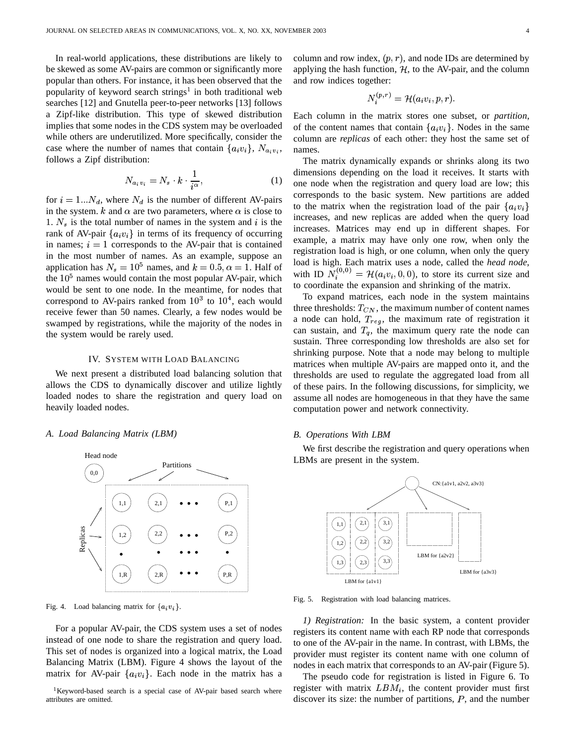In real-world applications, these distributions are likely to be skewed as some AV-pairs are common or significantly more popular than others. For instance, it has been observed that the popularity of keyword search strings[1] in both traditional web searches [12] and Gnutella peer-to-peer networks [13] follows a Zipf-like distribution. This type of skewed distribution implies that some nodes in the CDS system may be overloaded while others are underutilized. More specifically, consider the case where the number of names that contain $\{a_i v_i\}$, $N_{a_i v_i}$, follows a Zipf distribution:

$$N_{a_i v_i} = N_s \cdot k \cdot \frac{1}{i^{\alpha}}, \tag{1}$$

for $i = 1...N_d$, where $N_d$ is the number of different AV-pairs in the system. $k$ and $\alpha$ are two parameters, where $\alpha$ is close to 1. $N_s$ is the total number of names in the system and $i$ is the rank of AV-pair $\{a_i v_i\}$ in terms of its frequency of occurring in names; $i = 1$ corresponds to the AV-pair that is contained in the most number of names. As an example, suppose an application has $N_s = 10^5$ names, and $k = 0.5, \alpha = 1$. Half of the $10^5$ names would contain the most popular AV-pair, which would be sent to one node. In the meantime, for nodes that correspond to AV-pairs ranked from $10^3$ to $10^4$, each would receive fewer than 50 names. Clearly, a few nodes would be swamped by registrations, while the majority of the nodes in the system would be rarely used.

## IV. System with Load Balancing

We next present a distributed load balancing solution that allows the CDS to dynamically discover and utilize lightly loaded nodes to share the registration and query load on heavily loaded nodes.

### A. Load Balancing Matrix (LBM)

Head node

0,0

Partitions

Replicas

1,1 2,1 • • • P,1

1,2 2,2 • • • P,2

1,R 2,R • • • P,R

Fig. 4. Load balancing matrix for $\{a_i v_i\}$.

For a popular AV-pair, the CDS system uses a set of nodes instead of one node to share the registration and query load. This set of nodes is organized into a logical matrix, the Load Balancing Matrix (LBM). Figure 4 shows the layout of the matrix for AV-pair $\{a_i v_i\}$. Each node in the matrix has a column and row index, $(p, r)$, and node IDs are determined by applying the hash function, $\mathcal{H}$, to the AV-pair, and the column and row indices together:

$$N_i^{(p,r)} = \mathcal{H}(a_i v_i, p, r).$$

Each column in the matrix stores one subset, or *partition*, of the content names that contain $\{a_i v_i\}$. Nodes in the same column are *replicas* of each other: they host the same set of names.

The matrix dynamically expands or shrinks along its two dimensions depending on the load it receives. It starts with one node when the registration and query load are low; this corresponds to the basic system. New partitions are added to the matrix when the registration load of the pair $\{a_i v_i\}$ increases, and new replicas are added when the query load increases. Matrices may end up in different shapes. For example, a matrix may have only one row, when only the registration load is high, or one column, when only the query load is high. Each matrix uses a node, called the *head node*, with ID $N_i^{(0,0)} = \mathcal{H}(a_i v_i, 0, 0)$, to store its current size and to coordinate the expansion and shrinking of the matrix.

To expand matrices, each node in the system maintains three thresholds: $T_{CN}$, the maximum number of content names a node can hold, $T_{reg}$, the maximum rate of registration it can sustain, and $T_q$, the maximum query rate the node can sustain. Three corresponding low thresholds are also set for shrinking purpose. Note that a node may belong to multiple matrices when multiple AV-pairs are mapped onto it, and the thresholds are used to regulate the aggregated load from all of these pairs. In the following discussions, for simplicity, we assume all nodes are homogeneous in that they have the same computation power and network connectivity.

### B. Operations With LBM

We first describe the registration and query operations when LBMs are present in the system.

CN:{a1v1, a2v2, a3v3}

1,1 2,1 3,1

1,2 2,2 3,2

1,3 2,3 3,3

LBM for {a1v1}

LBM for {a2v2}

LBM for {a3v3}

Fig. 5. Registration with load balancing matrices.

*1) Registration:* In the basic system, a content provider registers its content name with each RP node that corresponds to one of the AV-pair in the name. In contrast, with LBMs, the provider must register its content name with one column of nodes in each matrix that corresponds to an AV-pair (Figure 5).

The pseudo code for registration is listed in Figure 6. To register with matrix $LBM_i$, the content provider must first discover its size: the number of partitions, $P$, and the number

[1]Keyword-based search is a special case of AV-pair based search where attributes are omitted.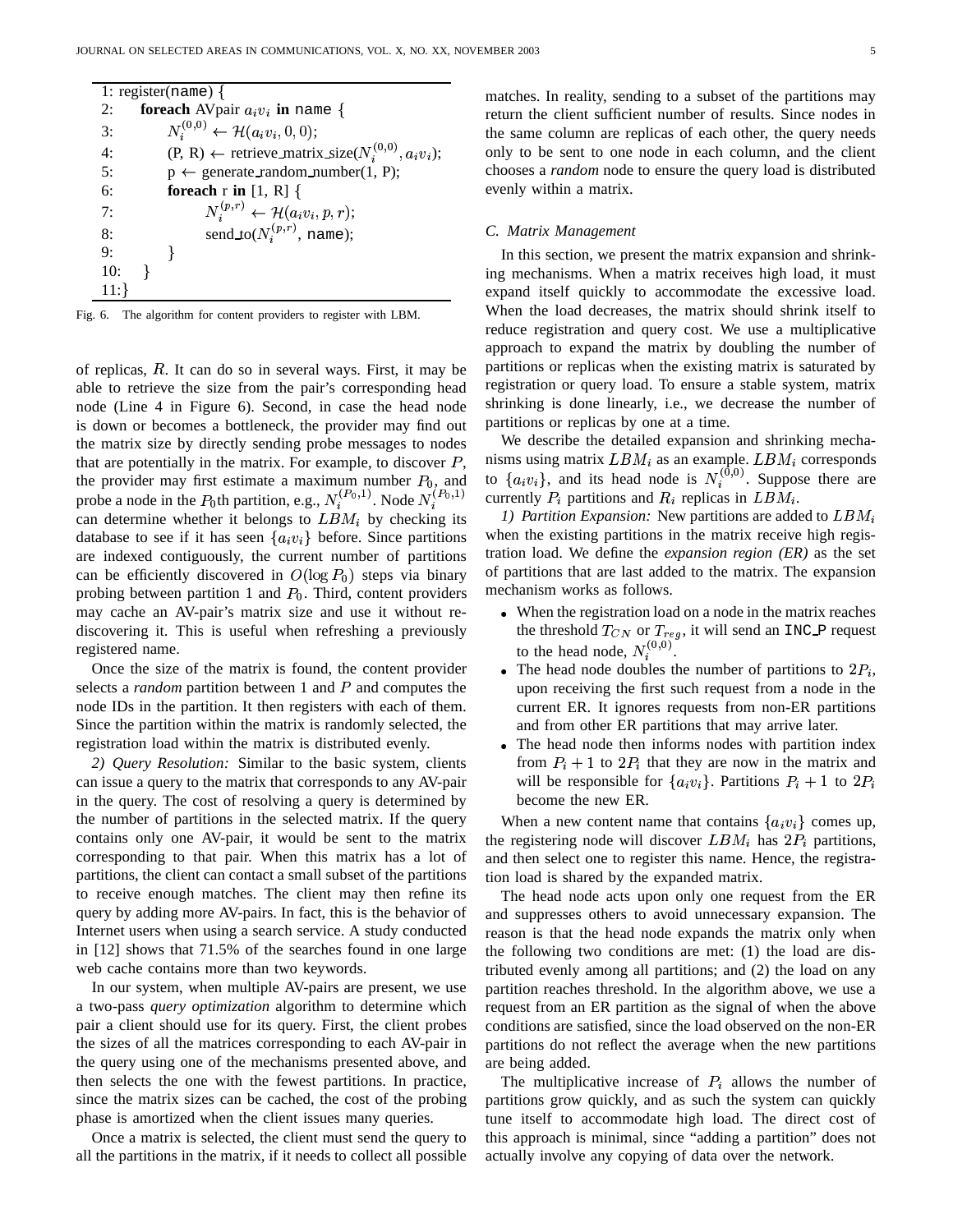```
1: register(name) {
2:     foreach AVpair a_i v_i in name {
3:         N_i^(0,0) ← H(a_i v_i, 0, 0);
4:         (P, R) ← retrieve_matrix_size(N_i^(0,0), a_i v_i);
5:         p ← generate_random_number(1, P);
6:         foreach r in [1, R] {
7:             N_i^(p,r) ← H(a_i v_i, p, r);
8:             send_to(N_i^(p,r), name);
9:         }
10:    }
11:}
```

Fig. 6. The algorithm for content providers to register with LBM.

of replicas, $R$. It can do so in several ways. First, it may be able to retrieve the size from the pair's corresponding head node (Line 4 in Figure 6). Second, in case the head node is down or becomes a bottleneck, the provider may find out the matrix size by directly sending probe messages to nodes that are potentially in the matrix. For example, to discover $P$, the provider may first estimate a maximum number $P_0$, and probe a node in the $P_0$th partition, e.g., $N_i^{(P_0,1)}$. Node $N_i^{(P_0,1)}$ can determine whether it belongs to $LBM_i$ by checking its database to see if it has seen $\{a_iv_i\}$ before. Since partitions are indexed contiguously, the current number of partitions can be efficiently discovered in $O(\log P_0)$ steps via binary probing between partition 1 and $P_0$. Third, content providers may cache an AV-pair's matrix size and use it without re-discovering it. This is useful when refreshing a previously registered name.

Once the size of the matrix is found, the content provider selects a *random* partition between 1 and $P$ and computes the node IDs in the partition. It then registers with each of them. Since the partition within the matrix is randomly selected, the registration load within the matrix is distributed evenly.

*2) Query Resolution:* Similar to the basic system, clients can issue a query to the matrix that corresponds to any AV-pair in the query. The cost of resolving a query is determined by the number of partitions in the selected matrix. If the query contains only one AV-pair, it would be sent to the matrix corresponding to that pair. When this matrix has a lot of partitions, the client can contact a small subset of the partitions to receive enough matches. The client may then refine its query by adding more AV-pairs. In fact, this is the behavior of Internet users when using a search service. A study conducted in [12] shows that 71.5% of the searches found in one large web cache contains more than two keywords.

In our system, when multiple AV-pairs are present, we use a two-pass *query optimization* algorithm to determine which pair a client should use for its query. First, the client probes the sizes of all the matrices corresponding to each AV-pair in the query using one of the mechanisms presented above, and then selects the one with the fewest partitions. In practice, since the matrix sizes can be cached, the cost of the probing phase is amortized when the client issues many queries.

Once a matrix is selected, the client must send the query to all the partitions in the matrix, if it needs to collect all possible matches. In reality, sending to a subset of the partitions may return the client sufficient number of results. Since nodes in the same column are replicas of each other, the query needs only to be sent to one node in each column, and the client chooses a *random* node to ensure the query load is distributed evenly within a matrix.

### C. Matrix Management

In this section, we present the matrix expansion and shrinking mechanisms. When a matrix receives high load, it must expand itself quickly to accommodate the excessive load. When the load decreases, the matrix should shrink itself to reduce registration and query cost. We use a multiplicative approach to expand the matrix by doubling the number of partitions or replicas when the existing matrix is saturated by registration or query load. To ensure a stable system, matrix shrinking is done linearly, i.e., we decrease the number of partitions or replicas by one at a time.

We describe the detailed expansion and shrinking mechanisms using matrix $LBM_i$ as an example. $LBM_i$ corresponds to $\{a_iv_i\}$, and its head node is $N_i^{(0,0)}$. Suppose there are currently $P_i$ partitions and $R_i$ replicas in $LBM_i$.

*1) Partition Expansion:* New partitions are added to $LBM_i$ when the existing partitions in the matrix receive high registration load. We define the *expansion region (ER)* as the set of partitions that are last added to the matrix. The expansion mechanism works as follows.

- When the registration load on a node in the matrix reaches the threshold $T_{CN}$ or $T_{reg}$, it will send an `INC_P` request to the head node, $N_i^{(0,0)}$.
- The head node doubles the number of partitions to $2P_i$, upon receiving the first such request from a node in the current ER. It ignores requests from non-ER partitions and from other ER partitions that may arrive later.
- The head node then informs nodes with partition index from $P_i + 1$ to $2P_i$ that they are now in the matrix and will be responsible for $\{a_iv_i\}$. Partitions $P_i + 1$ to $2P_i$ become the new ER.

When a new content name that contains $\{a_iv_i\}$ comes up, the registering node will discover $LBM_i$ has $2P_i$ partitions, and then select one to register this name. Hence, the registration load is shared by the expanded matrix.

The head node acts upon only one request from the ER and suppresses others to avoid unnecessary expansion. The reason is that the head node expands the matrix only when the following two conditions are met: (1) the load are distributed evenly among all partitions; and (2) the load on any partition reaches threshold. In the algorithm above, we use a request from an ER partition as the signal of when the above conditions are satisfied, since the load observed on the non-ER partitions do not reflect the average when the new partitions are being added.

The multiplicative increase of $P_i$ allows the number of partitions grow quickly, and as such the system can quickly tune itself to accommodate high load. The direct cost of this approach is minimal, since "adding a partition" does not actually involve any copying of data over the network.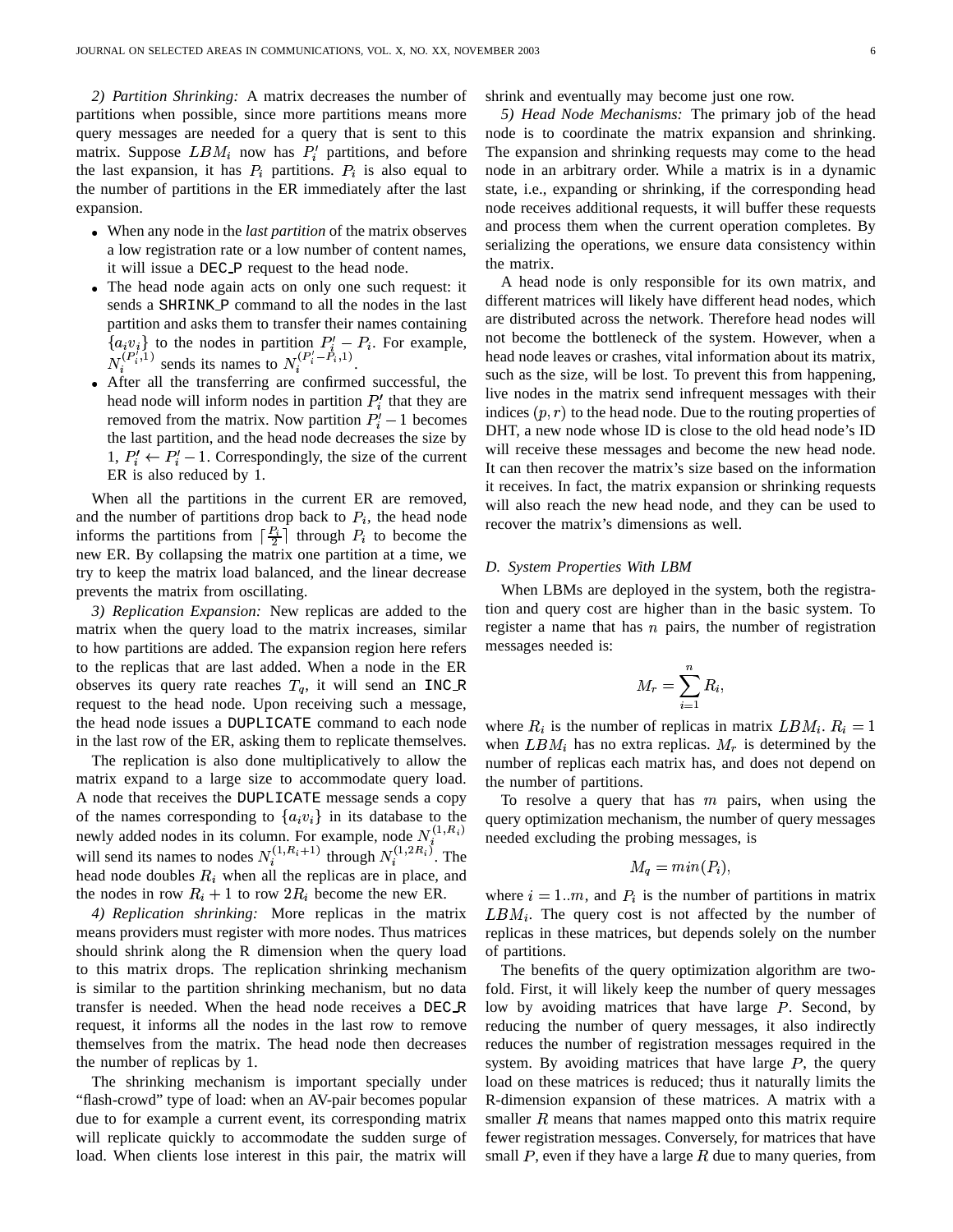*2) Partition Shrinking:* A matrix decreases the number of partitions when possible, since more partitions means more query messages are needed for a query that is sent to this matrix. Suppose $LBM_i$ now has $P_i'$ partitions, and before the last expansion, it has $P_i$ partitions. $P_i$ is also equal to the number of partitions in the ER immediately after the last expansion.

- When any node in the *last partition* of the matrix observes a low registration rate or a low number of content names, it will issue a DEC_P request to the head node.
- The head node again acts on only one such request: it sends a SHRINK_P command to all the nodes in the last partition and asks them to transfer their names containing $\{a_i v_i\}$ to the nodes in partition $P_i' - P_i$. For example, $N_i^{(P_i',1)}$ sends its names to $N_i^{(P_i'-P_i,1)}$.
- After all the transferring are confirmed successful, the head node will inform nodes in partition $P_i'$ that they are removed from the matrix. Now partition $P_i' - 1$ becomes the last partition, and the head node decreases the size by 1, $P_i' \leftarrow P_i' - 1$. Correspondingly, the size of the current ER is also reduced by 1.

When all the partitions in the current ER are removed, and the number of partitions drop back to $P_i$, the head node informs the partitions from $\lceil \frac{P_i}{2} \rceil$ through $P_i$ to become the new ER. By collapsing the matrix one partition at a time, we try to keep the matrix load balanced, and the linear decrease prevents the matrix from oscillating.

*3) Replication Expansion:* New replicas are added to the matrix when the query load to the matrix increases, similar to how partitions are added. The expansion region here refers to the replicas that are last added. When a node in the ER observes its query rate reaches $T_q$, it will send an INC_R request to the head node. Upon receiving such a message, the head node issues a DUPLICATE command to each node in the last row of the ER, asking them to replicate themselves.

The replication is also done multiplicatively to allow the matrix expand to a large size to accommodate query load. A node that receives the DUPLICATE message sends a copy of the names corresponding to $\{a_i v_i\}$ in its database to the newly added nodes in its column. For example, node $N_i^{(1,R_i)}$ will send its names to nodes $N_i^{(1,R_i+1)}$ through $N_i^{(1,2R_i)}$. The head node doubles $R_i$ when all the replicas are in place, and the nodes in row $R_i + 1$ to row $2R_i$ become the new ER.

*4) Replication shrinking:* More replicas in the matrix means providers must register with more nodes. Thus matrices should shrink along the R dimension when the query load to this matrix drops. The replication shrinking mechanism is similar to the partition shrinking mechanism, but no data transfer is needed. When the head node receives a DEC_R request, it informs all the nodes in the last row to remove themselves from the matrix. The head node then decreases the number of replicas by 1.

The shrinking mechanism is important specially under "flash-crowd" type of load: when an AV-pair becomes popular due to for example a current event, its corresponding matrix will replicate quickly to accommodate the sudden surge of load. When clients lose interest in this pair, the matrix will shrink and eventually may become just one row.

*5) Head Node Mechanisms:* The primary job of the head node is to coordinate the matrix expansion and shrinking. The expansion and shrinking requests may come to the head node in an arbitrary order. While a matrix is in a dynamic state, i.e., expanding or shrinking, if the corresponding head node receives additional requests, it will buffer these requests and process them when the current operation completes. By serializing the operations, we ensure data consistency within the matrix.

A head node is only responsible for its own matrix, and different matrices will likely have different head nodes, which are distributed across the network. Therefore head nodes will not become the bottleneck of the system. However, when a head node leaves or crashes, vital information about its matrix, such as the size, will be lost. To prevent this from happening, live nodes in the matrix send infrequent messages with their indices $(p, r)$ to the head node. Due to the routing properties of DHT, a new node whose ID is close to the old head node's ID will receive these messages and become the new head node. It can then recover the matrix's size based on the information it receives. In fact, the matrix expansion or shrinking requests will also reach the new head node, and they can be used to recover the matrix's dimensions as well.

### D. System Properties With LBM

When LBMs are deployed in the system, both the registration and query cost are higher than in the basic system. To register a name that has $n$ pairs, the number of registration messages needed is:

$$M_r = \sum_{i=1}^{n} R_i,$$

where $R_i$ is the number of replicas in matrix $LBM_i$. $R_i = 1$ when $LBM_i$ has no extra replicas. $M_r$ is determined by the number of replicas each matrix has, and does not depend on the number of partitions.

To resolve a query that has $m$ pairs, when using the query optimization mechanism, the number of query messages needed excluding the probing messages, is

$$M_q = min(P_i),$$

where $i = 1..m$, and $P_i$ is the number of partitions in matrix $LBM_i$. The query cost is not affected by the number of replicas in these matrices, but depends solely on the number of partitions.

The benefits of the query optimization algorithm are two-fold. First, it will likely keep the number of query messages low by avoiding matrices that have large $P$. Second, by reducing the number of query messages, it also indirectly reduces the number of registration messages required in the system. By avoiding matrices that have large $P$, the query load on these matrices is reduced; thus it naturally limits the R-dimension expansion of these matrices. A matrix with a smaller $R$ means that names mapped onto this matrix require fewer registration messages. Conversely, for matrices that have small $P$, even if they have a large $R$ due to many queries, from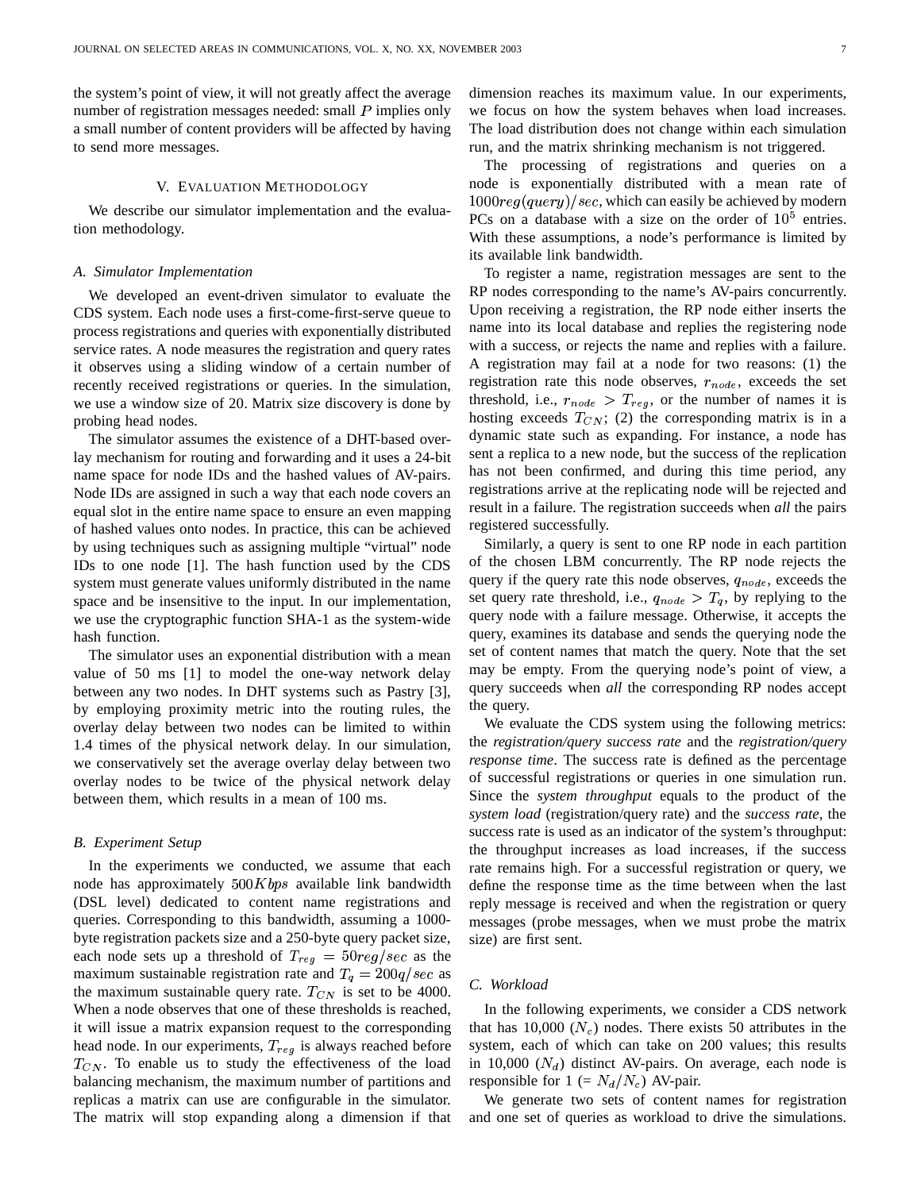the system's point of view, it will not greatly affect the average number of registration messages needed: small $P$ implies only a small number of content providers will be affected by having to send more messages.

## V. Evaluation Methodology

We describe our simulator implementation and the evaluation methodology.

### A. Simulator Implementation

We developed an event-driven simulator to evaluate the CDS system. Each node uses a first-come-first-serve queue to process registrations and queries with exponentially distributed service rates. A node measures the registration and query rates it observes using a sliding window of a certain number of recently received registrations or queries. In the simulation, we use a window size of 20. Matrix size discovery is done by probing head nodes.

The simulator assumes the existence of a DHT-based overlay mechanism for routing and forwarding and it uses a 24-bit name space for node IDs and the hashed values of AV-pairs. Node IDs are assigned in such a way that each node covers an equal slot in the entire name space to ensure an even mapping of hashed values onto nodes. In practice, this can be achieved by using techniques such as assigning multiple "virtual" node IDs to one node [1]. The hash function used by the CDS system must generate values uniformly distributed in the name space and be insensitive to the input. In our implementation, we use the cryptographic function SHA-1 as the system-wide hash function.

The simulator uses an exponential distribution with a mean value of 50 ms [1] to model the one-way network delay between any two nodes. In DHT systems such as Pastry [3], by employing proximity metric into the routing rules, the overlay delay between two nodes can be limited to within 1.4 times of the physical network delay. In our simulation, we conservatively set the average overlay delay between two overlay nodes to be twice of the physical network delay between them, which results in a mean of 100 ms.

### B. Experiment Setup

In the experiments we conducted, we assume that each node has approximately $500Kbps$ available link bandwidth (DSL level) dedicated to content name registrations and queries. Corresponding to this bandwidth, assuming a 1000-byte registration packets size and a 250-byte query packet size, each node sets up a threshold of $T_{reg} = 50 reg/sec$ as the maximum sustainable registration rate and $T_q = 200 q/sec$ as the maximum sustainable query rate. $T_{CN}$ is set to be 4000. When a node observes that one of these thresholds is reached, it will issue a matrix expansion request to the corresponding head node. In our experiments, $T_{reg}$ is always reached before $T_{CN}$. To enable us to study the effectiveness of the load balancing mechanism, the maximum number of partitions and replicas a matrix can use are configurable in the simulator. The matrix will stop expanding along a dimension if that dimension reaches its maximum value. In our experiments, we focus on how the system behaves when load increases. The load distribution does not change within each simulation run, and the matrix shrinking mechanism is not triggered.

The processing of registrations and queries on a node is exponentially distributed with a mean rate of $1000 reg(query)/sec$, which can easily be achieved by modern PCs on a database with a size on the order of $10^5$ entries. With these assumptions, a node's performance is limited by its available link bandwidth.

To register a name, registration messages are sent to the RP nodes corresponding to the name's AV-pairs concurrently. Upon receiving a registration, the RP node either inserts the name into its local database and replies the registering node with a success, or rejects the name and replies with a failure. A registration may fail at a node for two reasons: (1) the registration rate this node observes, $r_{node}$, exceeds the set threshold, i.e., $r_{node} > T_{reg}$, or the number of names it is hosting exceeds $T_{CN}$; (2) the corresponding matrix is in a dynamic state such as expanding. For instance, a node has sent a replica to a new node, but the success of the replication has not been confirmed, and during this time period, any registrations arrive at the replicating node will be rejected and result in a failure. The registration succeeds when *all* the pairs registered successfully.

Similarly, a query is sent to one RP node in each partition of the chosen LBM concurrently. The RP node rejects the query if the query rate this node observes, $q_{node}$, exceeds the set query rate threshold, i.e., $q_{node} > T_q$, by replying to the query node with a failure message. Otherwise, it accepts the query, examines its database and sends the querying node the set of content names that match the query. Note that the set may be empty. From the querying node's point of view, a query succeeds when *all* the corresponding RP nodes accept the query.

We evaluate the CDS system using the following metrics: the *registration/query success rate* and the *registration/query response time*. The success rate is defined as the percentage of successful registrations or queries in one simulation run. Since the *system throughput* equals to the product of the *system load* (registration/query rate) and the *success rate*, the success rate is used as an indicator of the system's throughput: the throughput increases as load increases, if the success rate remains high. For a successful registration or query, we define the response time as the time between when the last reply message is received and when the registration or query messages (probe messages, when we must probe the matrix size) are first sent.

### C. Workload

In the following experiments, we consider a CDS network that has 10,000 ($N_c$) nodes. There exists 50 attributes in the system, each of which can take on 200 values; this results in 10,000 ($N_d$) distinct AV-pairs. On average, each node is responsible for 1 (= $N_d/N_c$) AV-pair.

We generate two sets of content names for registration and one set of queries as workload to drive the simulations.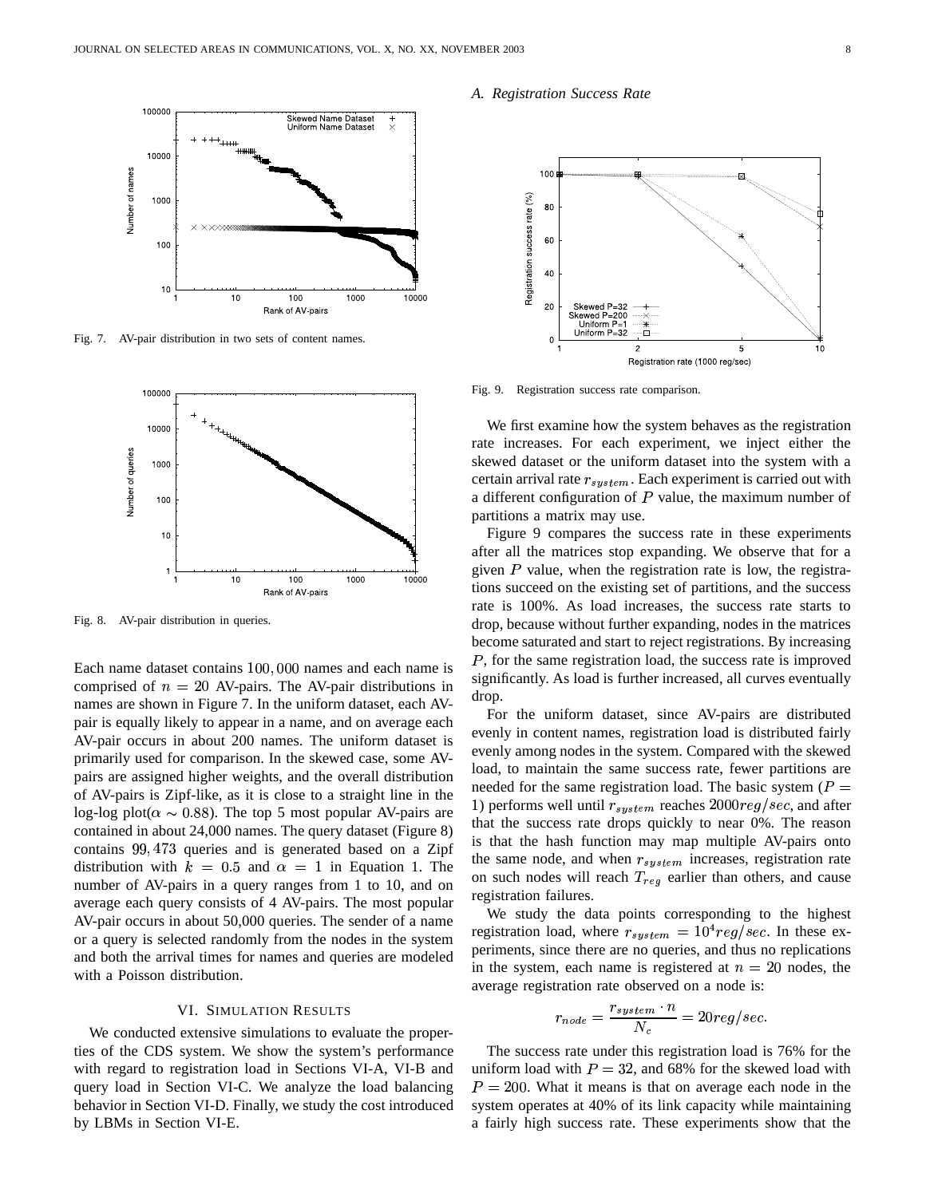100000
Skewed Name Dataset +
Uniform Name Dataset ×
10000
1000
100
10
1 10 100 1000 10000
Number of names
Rank of AV-pairs

Fig. 7. AV-pair distribution in two sets of content names.

100000
10000
1000
100
10
1
1 10 100 1000 10000
Number of queries
Rank of AV-pairs

Fig. 8. AV-pair distribution in queries.

Each name dataset contains $100,000$ names and each name is comprised of $n = 20$ AV-pairs. The AV-pair distributions in names are shown in Figure 7. In the uniform dataset, each AV-pair is equally likely to appear in a name, and on average each AV-pair occurs in about 200 names. The uniform dataset is primarily used for comparison. In the skewed case, some AV-pairs are assigned higher weights, and the overall distribution of AV-pairs is Zipf-like, as it is close to a straight line in the log-log plot($\alpha \sim 0.88$). The top 5 most popular AV-pairs are contained in about 24,000 names. The query dataset (Figure 8) contains $99,473$ queries and is generated based on a Zipf distribution with $k = 0.5$ and $\alpha = 1$ in Equation 1. The number of AV-pairs in a query ranges from 1 to 10, and on average each query consists of 4 AV-pairs. The most popular AV-pair occurs in about 50,000 queries. The sender of a name or a query is selected randomly from the nodes in the system and both the arrival times for names and queries are modeled with a Poisson distribution.

## VI. Simulation Results

We conducted extensive simulations to evaluate the properties of the CDS system. We show the system's performance with regard to registration load in Sections VI-A, VI-B and query load in Section VI-C. We analyze the load balancing behavior in Section VI-D. Finally, we study the cost introduced by LBMs in Section VI-E.

### A. Registration Success Rate

100
80
60
40
20
0
1 2 5 10
Registration success rate (%)
Registration rate (1000 reg/sec)
Skewed P=32
Skewed P=200
Uniform P=1
Uniform P=32

Fig. 9. Registration success rate comparison.

We first examine how the system behaves as the registration rate increases. For each experiment, we inject either the skewed dataset or the uniform dataset into the system with a certain arrival rate $r_{system}$. Each experiment is carried out with a different configuration of $P$ value, the maximum number of partitions a matrix may use.

Figure 9 compares the success rate in these experiments after all the matrices stop expanding. We observe that for a given $P$ value, when the registration rate is low, the registrations succeed on the existing set of partitions, and the success rate is 100%. As load increases, the success rate starts to drop, because without further expanding, nodes in the matrices become saturated and start to reject registrations. By increasing $P$, for the same registration load, the success rate is improved significantly. As load is further increased, all curves eventually drop.

For the uniform dataset, since AV-pairs are distributed evenly in content names, registration load is distributed fairly evenly among nodes in the system. Compared with the skewed load, to maintain the same success rate, fewer partitions are needed for the same registration load. The basic system ($P = 1$) performs well until $r_{system}$ reaches $2000 reg/sec$, and after that the success rate drops quickly to near 0%. The reason is that the hash function may map multiple AV-pairs onto the same node, and when $r_{system}$ increases, registration rate on such nodes will reach $T_{reg}$ earlier than others, and cause registration failures.

We study the data points corresponding to the highest registration load, where $r_{system} = 10^4 reg/sec$. In these experiments, since there are no queries, and thus no replications in the system, each name is registered at $n = 20$ nodes, the average registration rate observed on a node is:

$$r_{node} = \frac{r_{system} \cdot n}{N_c} = 20 reg/sec.$$

The success rate under this registration load is 76% for the uniform load with $P = 32$, and 68% for the skewed load with $P = 200$. What it means is that on average each node in the system operates at 40% of its link capacity while maintaining a fairly high success rate. These experiments show that the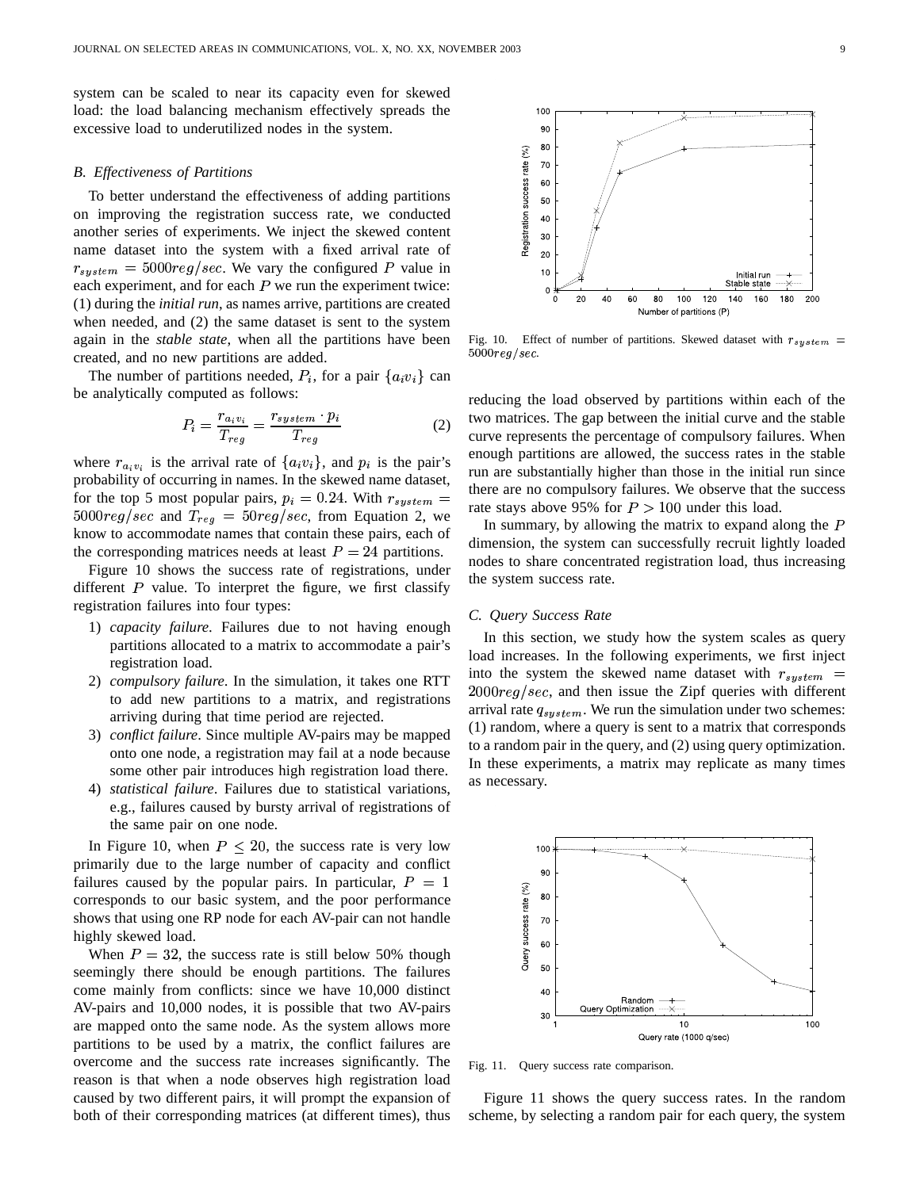system can be scaled to near its capacity even for skewed load: the load balancing mechanism effectively spreads the excessive load to underutilized nodes in the system.

### B. Effectiveness of Partitions

To better understand the effectiveness of adding partitions on improving the registration success rate, we conducted another series of experiments. We inject the skewed content name dataset into the system with a fixed arrival rate of $r_{system} = 5000reg/sec$. We vary the configured $P$ value in each experiment, and for each $P$ we run the experiment twice: (1) during the *initial run*, as names arrive, partitions are created when needed, and (2) the same dataset is sent to the system again in the *stable state*, when all the partitions have been created, and no new partitions are added.

The number of partitions needed, $P_i$, for a pair $\{a_i v_i\}$ can be analytically computed as follows:

$$P_i = \frac{r_{a_i v_i}}{T_{reg}} = \frac{r_{system} \cdot p_i}{T_{reg}} \tag{2}$$

where $r_{a_i v_i}$ is the arrival rate of $\{a_i v_i\}$, and $p_i$ is the pair's probability of occurring in names. In the skewed name dataset, for the top 5 most popular pairs, $p_i = 0.24$. With $r_{system} = 5000reg/sec$ and $T_{reg} = 50reg/sec$, from Equation 2, we know to accommodate names that contain these pairs, each of the corresponding matrices needs at least $P = 24$ partitions.

Figure 10 shows the success rate of registrations, under different $P$ value. To interpret the figure, we first classify registration failures into four types:

1) *capacity failure*. Failures due to not having enough partitions allocated to a matrix to accommodate a pair's registration load.
2) *compulsory failure*. In the simulation, it takes one RTT to add new partitions to a matrix, and registrations arriving during that time period are rejected.
3) *conflict failure*. Since multiple AV-pairs may be mapped onto one node, a registration may fail at a node because some other pair introduces high registration load there.
4) *statistical failure*. Failures due to statistical variations, e.g., failures caused by bursty arrival of registrations of the same pair on one node.

In Figure 10, when $P \leq 20$, the success rate is very low primarily due to the large number of capacity and conflict failures caused by the popular pairs. In particular, $P = 1$ corresponds to our basic system, and the poor performance shows that using one RP node for each AV-pair can not handle highly skewed load.

When $P = 32$, the success rate is still below 50% though seemingly there should be enough partitions. The failures come mainly from conflicts: since we have 10,000 distinct AV-pairs and 10,000 nodes, it is possible that two AV-pairs are mapped onto the same node. As the system allows more partitions to be used by a matrix, the conflict failures are overcome and the success rate increases significantly. The reason is that when a node observes high registration load caused by two different pairs, it will prompt the expansion of both of their corresponding matrices (at different times), thus reducing the load observed by partitions within each of the two matrices. The gap between the initial curve and the stable curve represents the percentage of compulsory failures. When enough partitions are allowed, the success rates in the stable run are substantially higher than those in the initial run since there are no compulsory failures. We observe that the success rate stays above 95% for $P > 100$ under this load.

Registration success rate (%)
Number of partitions (P)
Initial run
Stable state

Fig. 10. Effect of number of partitions. Skewed dataset with $r_{system} = 5000reg/sec$.

In summary, by allowing the matrix to expand along the $P$ dimension, the system can successfully recruit lightly loaded nodes to share concentrated registration load, thus increasing the system success rate.

### C. Query Success Rate

In this section, we study how the system scales as query load increases. In the following experiments, we first inject into the system the skewed name dataset with $r_{system} = 2000reg/sec$, and then issue the Zipf queries with different arrival rate $q_{system}$. We run the simulation under two schemes: (1) random, where a query is sent to a matrix that corresponds to a random pair in the query, and (2) using query optimization. In these experiments, a matrix may replicate as many times as necessary.

Query success rate (%)
Query rate (1000 q/sec)
Random
Query Optimization

Fig. 11. Query success rate comparison.

Figure 11 shows the query success rates. In the random scheme, by selecting a random pair for each query, the system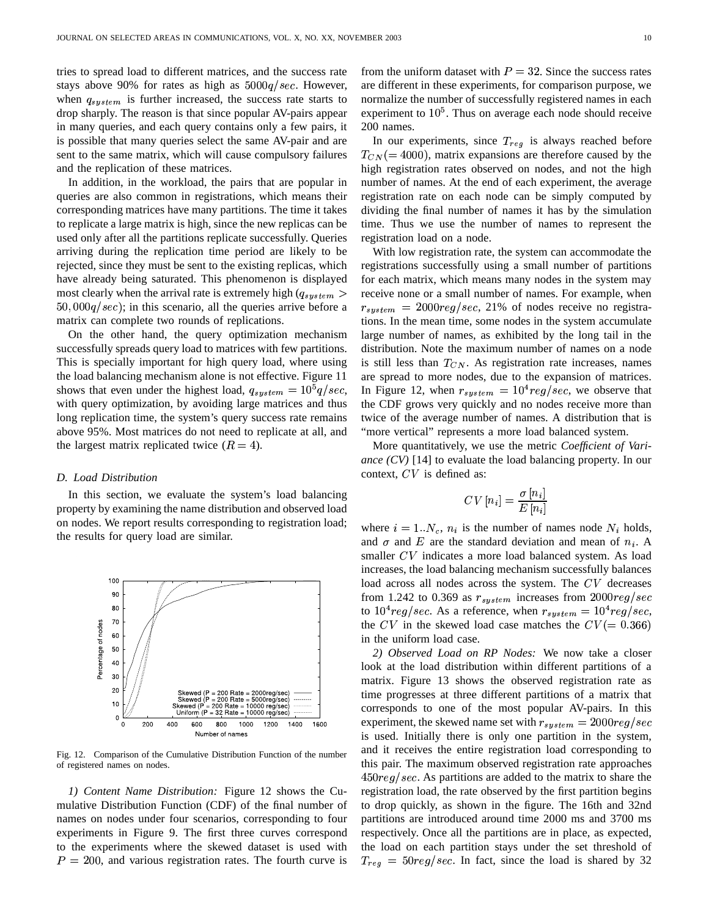tries to spread load to different matrices, and the success rate stays above 90% for rates as high as $5000q/sec$. However, when $q_{system}$ is further increased, the success rate starts to drop sharply. The reason is that since popular AV-pairs appear in many queries, and each query contains only a few pairs, it is possible that many queries select the same AV-pair and are sent to the same matrix, which will cause compulsory failures and the replication of these matrices.

In addition, in the workload, the pairs that are popular in queries are also common in registrations, which means their corresponding matrices have many partitions. The time it takes to replicate a large matrix is high, since the new replicas can be used only after all the partitions replicate successfully. Queries arriving during the replication time period are likely to be rejected, since they must be sent to the existing replicas, which have already being saturated. This phenomenon is displayed most clearly when the arrival rate is extremely high ($q_{system} > 50,000q/sec$); in this scenario, all the queries arrive before a matrix can complete two rounds of replications.

On the other hand, the query optimization mechanism successfully spreads query load to matrices with few partitions. This is specially important for high query load, where using the load balancing mechanism alone is not effective. Figure 11 shows that even under the highest load, $q_{system} = 10^5 q/sec$, with query optimization, by avoiding large matrices and thus long replication time, the system's query success rate remains above 95%. Most matrices do not need to replicate at all, and the largest matrix replicated twice ($R = 4$).

### D. Load Distribution

In this section, we evaluate the system's load balancing property by examining the name distribution and observed load on nodes. We report results corresponding to registration load; the results for query load are similar.

Percentage of nodes
Number of names
0
200
400
600
800
1000
1200
1400
1600
0
10
20
30
40
50
60
70
80
90
100
Skewed (P = 200 Rate = 2000reg/sec)
Skewed (P = 200 Rate = 5000reg/sec)
Skewed (P = 200 Rate = 10000 reg/sec)
Uniform (P = 32 Rate = 10000 reg/sec)

Fig. 12. Comparison of the Cumulative Distribution Function of the number of registered names on nodes.

*1) Content Name Distribution:* Figure 12 shows the Cumulative Distribution Function (CDF) of the final number of names on nodes under four scenarios, corresponding to four experiments in Figure 9. The first three curves correspond to the experiments where the skewed dataset is used with $P = 200$, and various registration rates. The fourth curve is from the uniform dataset with $P = 32$. Since the success rates are different in these experiments, for comparison purpose, we normalize the number of successfully registered names in each experiment to $10^5$. Thus on average each node should receive 200 names.

In our experiments, since $T_{reg}$ is always reached before $T_{CN} (= 4000)$, matrix expansions are therefore caused by the high registration rates observed on nodes, and not the high number of names. At the end of each experiment, the average registration rate on each node can be simply computed by dividing the final number of names it has by the simulation time. Thus we use the number of names to represent the registration load on a node.

With low registration rate, the system can accommodate the registrations successfully using a small number of partitions for each matrix, which means many nodes in the system may receive none or a small number of names. For example, when $r_{system} = 2000reg/sec$, 21% of nodes receive no registrations. In the mean time, some nodes in the system accumulate large number of names, as exhibited by the long tail in the distribution. Note the maximum number of names on a node is still less than $T_{CN}$. As registration rate increases, names are spread to more nodes, due to the expansion of matrices. In Figure 12, when $r_{system} = 10^4 reg/sec$, we observe that the CDF grows very quickly and no nodes receive more than twice of the average number of names. A distribution that is "more vertical" represents a more load balanced system.

More quantitatively, we use the metric *Coefficient of Variance (CV)* [14] to evaluate the load balancing property. In our context, $CV$ is defined as:

$$CV[n_i] = \frac{\sigma[n_i]}{E[n_i]}$$

where $i = 1..N_c$, $n_i$ is the number of names node $N_i$ holds, and $\sigma$ and $E$ are the standard deviation and mean of $n_i$. A smaller $CV$ indicates a more load balanced system. As load increases, the load balancing mechanism successfully balances load across all nodes across the system. The $CV$ decreases from 1.242 to 0.369 as $r_{system}$ increases from $2000reg/sec$ to $10^4 reg/sec$. As a reference, when $r_{system} = 10^4 reg/sec$, the $CV$ in the skewed load case matches the $CV (= 0.366)$ in the uniform load case.

*2) Observed Load on RP Nodes:* We now take a closer look at the load distribution within different partitions of a matrix. Figure 13 shows the observed registration rate as time progresses at three different partitions of a matrix that corresponds to one of the most popular AV-pairs. In this experiment, the skewed name set with $r_{system} = 2000reg/sec$ is used. Initially there is only one partition in the system, and it receives the entire registration load corresponding to this pair. The maximum observed registration rate approaches $450reg/sec$. As partitions are added to the matrix to share the registration load, the rate observed by the first partition begins to drop quickly, as shown in the figure. The 16th and 32nd partitions are introduced around time 2000 ms and 3700 ms respectively. Once all the partitions are in place, as expected, the load on each partition stays under the set threshold of $T_{reg} = 50reg/sec$. In fact, since the load is shared by 32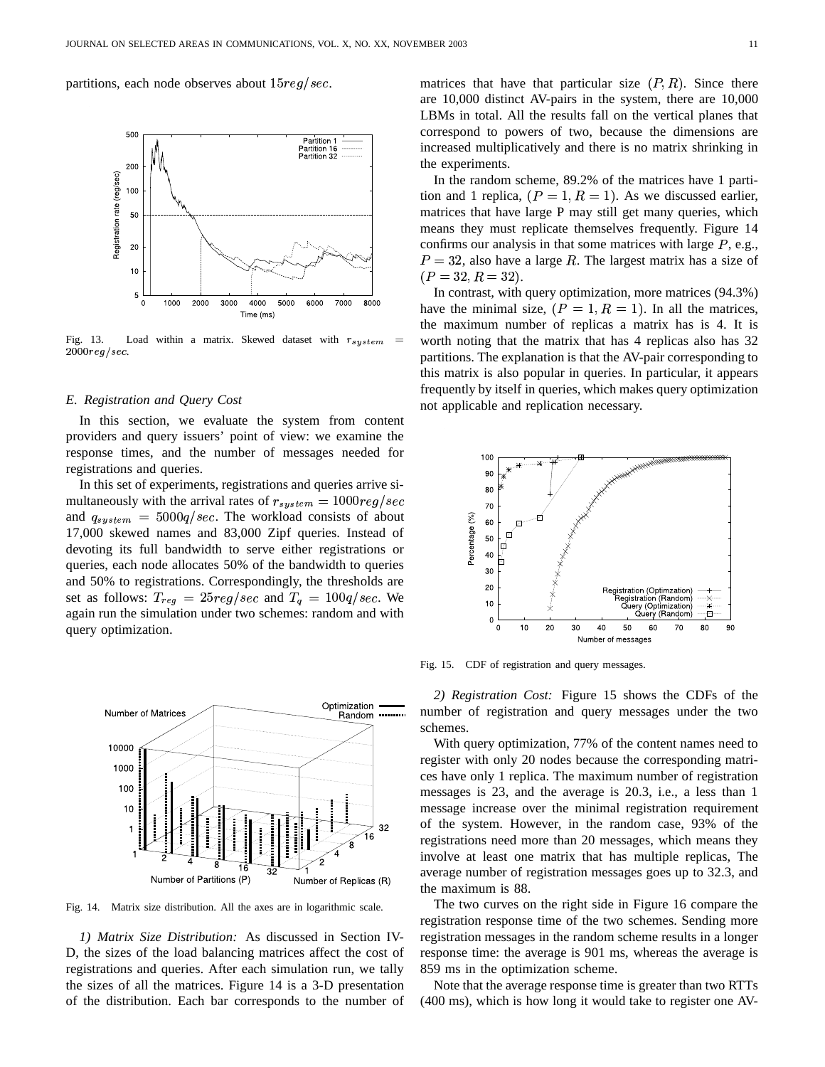partitions, each node observes about $15reg/sec$.

Partition 1
Partition 16
Partition 32
Registration rate (reg/sec)
500
200
100
50
20
10
5
0 1000 2000 3000 4000 5000 6000 7000 8000
Time (ms)

Fig. 13. Load within a matrix. Skewed dataset with $r_{system} = 2000reg/sec$.

### E. Registration and Query Cost

In this section, we evaluate the system from content providers and query issuers' point of view: we examine the response times, and the number of messages needed for registrations and queries.

In this set of experiments, registrations and queries arrive simultaneously with the arrival rates of $r_{system} = 1000reg/sec$ and $q_{system} = 5000q/sec$. The workload consists of about 17,000 skewed names and 83,000 Zipf queries. Instead of devoting its full bandwidth to serve either registrations or queries, each node allocates 50% of the bandwidth to queries and 50% to registrations. Correspondingly, the thresholds are set as follows: $T_{reg} = 25reg/sec$ and $T_q = 100q/sec$. We again run the simulation under two schemes: random and with query optimization.

Number of Matrices
Optimization
Random
10000
1000
100
10
1
1 2 4 8 16 32
Number of Partitions (P)
1 2 4 8 16 32
Number of Replicas (R)

Fig. 14. Matrix size distribution. All the axes are in logarithmic scale.

*1) Matrix Size Distribution:* As discussed in Section IV-D, the sizes of the load balancing matrices affect the cost of registrations and queries. After each simulation run, we tally the sizes of all the matrices. Figure 14 is a 3-D presentation of the distribution. Each bar corresponds to the number of matrices that have that particular size $(P, R)$. Since there are 10,000 distinct AV-pairs in the system, there are 10,000 LBMs in total. All the results fall on the vertical planes that correspond to powers of two, because the dimensions are increased multiplicatively and there is no matrix shrinking in the experiments.

In the random scheme, 89.2% of the matrices have 1 partition and 1 replica, $(P = 1, R = 1)$. As we discussed earlier, matrices that have large P may still get many queries, which means they must replicate themselves frequently. Figure 14 confirms our analysis in that some matrices with large $P$, e.g., $P = 32$, also have a large $R$. The largest matrix has a size of $(P = 32, R = 32)$.

In contrast, with query optimization, more matrices (94.3%) have the minimal size, $(P = 1, R = 1)$. In all the matrices, the maximum number of replicas a matrix has is 4. It is worth noting that the matrix that has 4 replicas also has 32 partitions. The explanation is that the AV-pair corresponding to this matrix is also popular in queries. In particular, it appears frequently by itself in queries, which makes query optimization not applicable and replication necessary.

Percentage (%)
100
90
80
70
60
50
40
30
20
10
0
0 10 20 30 40 50 60 70 80 90
Number of messages
Registration (Optimzation)
Registration (Random)
Query (Optimization)
Query (Random)

Fig. 15. CDF of registration and query messages.

*2) Registration Cost:* Figure 15 shows the CDFs of the number of registration and query messages under the two schemes.

With query optimization, 77% of the content names need to register with only 20 nodes because the corresponding matrices have only 1 replica. The maximum number of registration messages is 23, and the average is 20.3, i.e., a less than 1 message increase over the minimal registration requirement of the system. However, in the random case, 93% of the registrations need more than 20 messages, which means they involve at least one matrix that has multiple replicas, The average number of registration messages goes up to 32.3, and the maximum is 88.

The two curves on the right side in Figure 16 compare the registration response time of the two schemes. Sending more registration messages in the random scheme results in a longer response time: the average is 901 ms, whereas the average is 859 ms in the optimization scheme.

Note that the average response time is greater than two RTTs (400 ms), which is how long it would take to register one AV-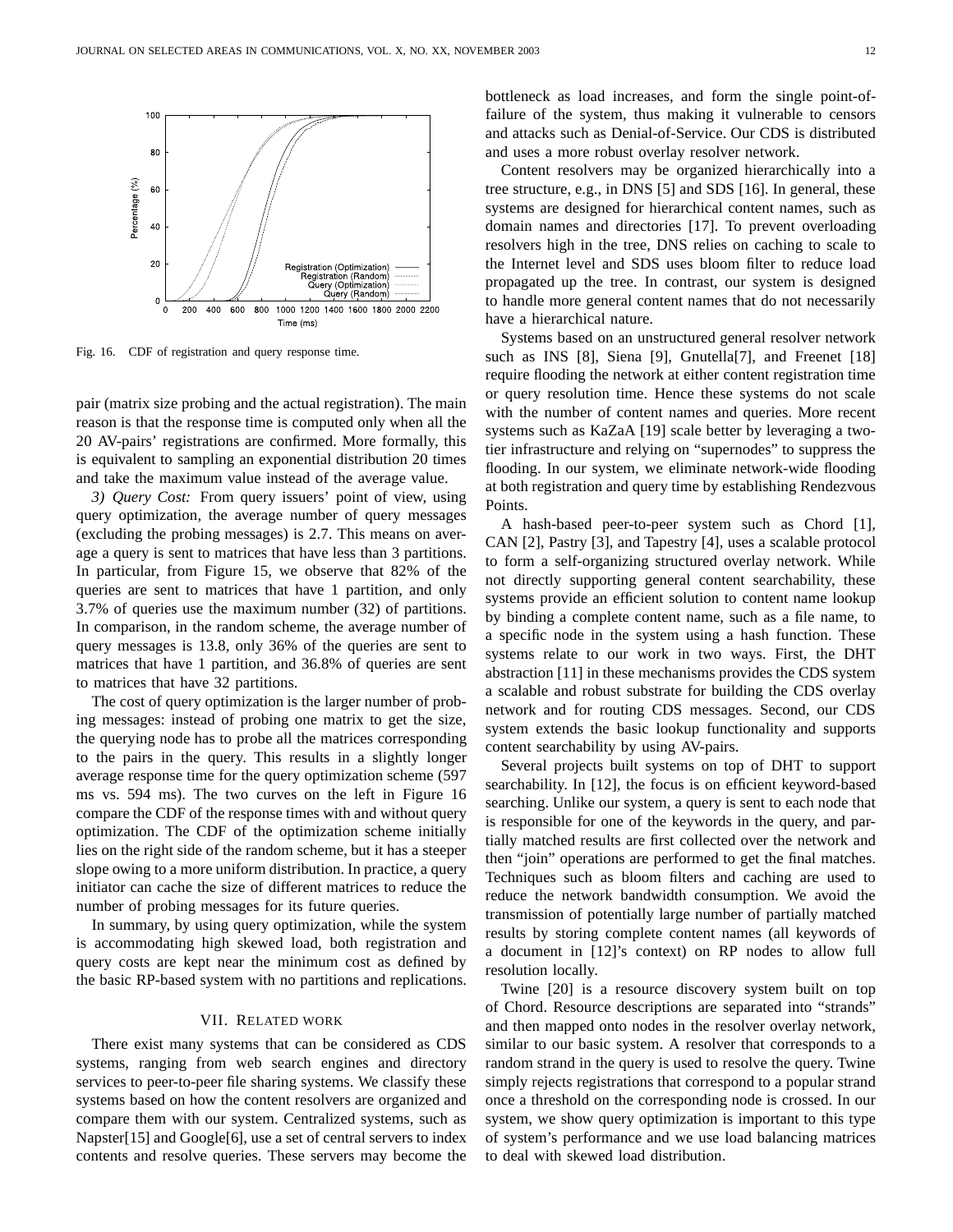100
80
60
40
20
0
Percentage (%)
0 200 400 600 800 1000 1200 1400 1600 1800 2000 2200
Time (ms)
Registration (Optimization)
Registration (Random)
Query (Optimization)
Query (Random)

Fig. 16. CDF of registration and query response time.

pair (matrix size probing and the actual registration). The main reason is that the response time is computed only when all the 20 AV-pairs' registrations are confirmed. More formally, this is equivalent to sampling an exponential distribution 20 times and take the maximum value instead of the average value.

*3) Query Cost:* From query issuers' point of view, using query optimization, the average number of query messages (excluding the probing messages) is 2.7. This means on average a query is sent to matrices that have less than 3 partitions. In particular, from Figure 15, we observe that 82% of the queries are sent to matrices that have 1 partition, and only 3.7% of queries use the maximum number (32) of partitions. In comparison, in the random scheme, the average number of query messages is 13.8, only 36% of the queries are sent to matrices that have 1 partition, and 36.8% of queries are sent to matrices that have 32 partitions.

The cost of query optimization is the larger number of probing messages: instead of probing one matrix to get the size, the querying node has to probe all the matrices corresponding to the pairs in the query. This results in a slightly longer average response time for the query optimization scheme (597 ms vs. 594 ms). The two curves on the left in Figure 16 compare the CDF of the response times with and without query optimization. The CDF of the optimization scheme initially lies on the right side of the random scheme, but it has a steeper slope owing to a more uniform distribution. In practice, a query initiator can cache the size of different matrices to reduce the number of probing messages for its future queries.

In summary, by using query optimization, while the system is accommodating high skewed load, both registration and query costs are kept near the minimum cost as defined by the basic RP-based system with no partitions and replications.

## VII. Related work

There exist many systems that can be considered as CDS systems, ranging from web search engines and directory services to peer-to-peer file sharing systems. We classify these systems based on how the content resolvers are organized and compare them with our system. Centralized systems, such as Napster[15] and Google[6], use a set of central servers to index contents and resolve queries. These servers may become the bottleneck as load increases, and form the single point-of-failure of the system, thus making it vulnerable to censors and attacks such as Denial-of-Service. Our CDS is distributed and uses a more robust overlay resolver network.

Content resolvers may be organized hierarchically into a tree structure, e.g., in DNS [5] and SDS [16]. In general, these systems are designed for hierarchical content names, such as domain names and directories [17]. To prevent overloading resolvers high in the tree, DNS relies on caching to scale to the Internet level and SDS uses bloom filter to reduce load propagated up the tree. In contrast, our system is designed to handle more general content names that do not necessarily have a hierarchical nature.

Systems based on an unstructured general resolver network such as INS [8], Siena [9], Gnutella[7], and Freenet [18] require flooding the network at either content registration time or query resolution time. Hence these systems do not scale with the number of content names and queries. More recent systems such as KaZaA [19] scale better by leveraging a two-tier infrastructure and relying on "supernodes" to suppress the flooding. In our system, we eliminate network-wide flooding at both registration and query time by establishing Rendezvous Points.

A hash-based peer-to-peer system such as Chord [1], CAN [2], Pastry [3], and Tapestry [4], uses a scalable protocol to form a self-organizing structured overlay network. While not directly supporting general content searchability, these systems provide an efficient solution to content name lookup by binding a complete content name, such as a file name, to a specific node in the system using a hash function. These systems relate to our work in two ways. First, the DHT abstraction [11] in these mechanisms provides the CDS system a scalable and robust substrate for building the CDS overlay network and for routing CDS messages. Second, our CDS system extends the basic lookup functionality and supports content searchability by using AV-pairs.

Several projects built systems on top of DHT to support searchability. In [12], the focus is on efficient keyword-based searching. Unlike our system, a query is sent to each node that is responsible for one of the keywords in the query, and partially matched results are first collected over the network and then "join" operations are performed to get the final matches. Techniques such as bloom filters and caching are used to reduce the network bandwidth consumption. We avoid the transmission of potentially large number of partially matched results by storing complete content names (all keywords of a document in [12]'s context) on RP nodes to allow full resolution locally.

Twine [20] is a resource discovery system built on top of Chord. Resource descriptions are separated into "strands" and then mapped onto nodes in the resolver overlay network, similar to our basic system. A resolver that corresponds to a random strand in the query is used to resolve the query. Twine simply rejects registrations that correspond to a popular strand once a threshold on the corresponding node is crossed. In our system, we show query optimization is important to this type of system's performance and we use load balancing matrices to deal with skewed load distribution.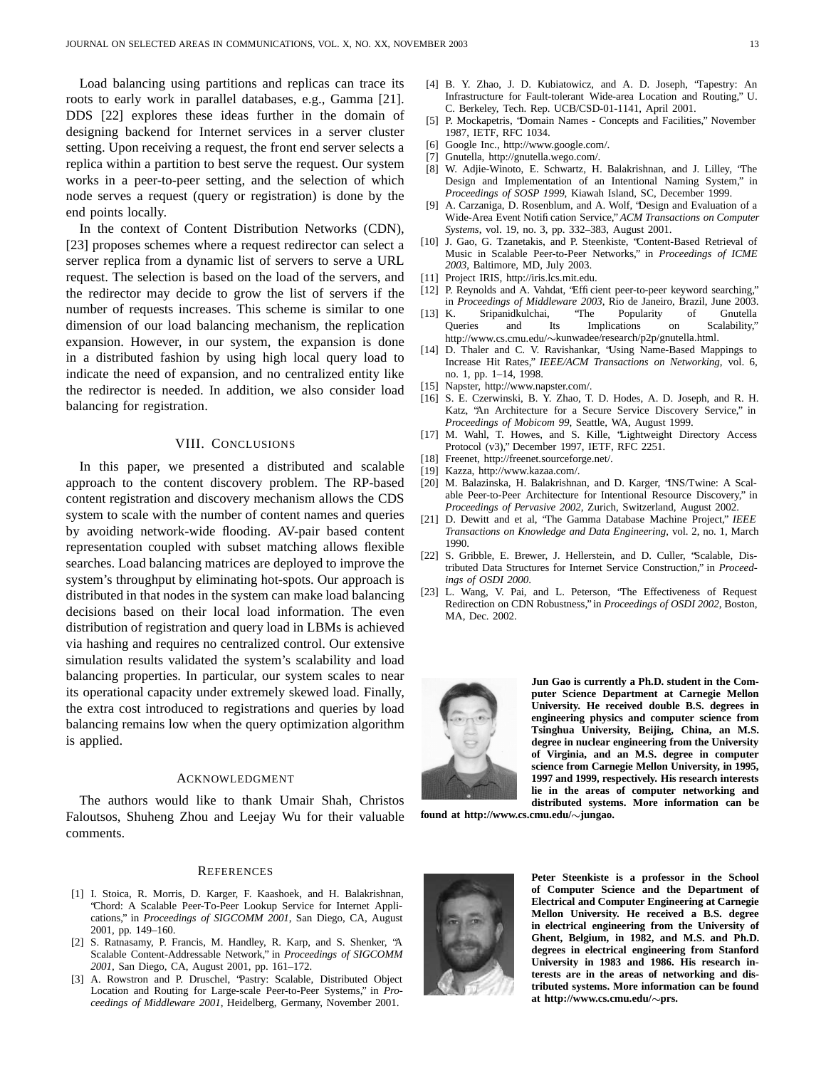Load balancing using partitions and replicas can trace its roots to early work in parallel databases, e.g., Gamma [21]. DDS [22] explores these ideas further in the domain of designing backend for Internet services in a server cluster setting. Upon receiving a request, the front end server selects a replica within a partition to best serve the request. Our system works in a peer-to-peer setting, and the selection of which node serves a request (query or registration) is done by the end points locally.

In the context of Content Distribution Networks (CDN), [23] proposes schemes where a request redirector can select a server replica from a dynamic list of servers to serve a URL request. The selection is based on the load of the servers, and the redirector may decide to grow the list of servers if the number of requests increases. This scheme is similar to one dimension of our load balancing mechanism, the replication expansion. However, in our system, the expansion is done in a distributed fashion by using high local query load to indicate the need of expansion, and no centralized entity like the redirector is needed. In addition, we also consider load balancing for registration.

## VIII. Conclusions

In this paper, we presented a distributed and scalable approach to the content discovery problem. The RP-based content registration and discovery mechanism allows the CDS system to scale with the number of content names and queries by avoiding network-wide flooding. AV-pair based content representation coupled with subset matching allows flexible searches. Load balancing matrices are deployed to improve the system's throughput by eliminating hot-spots. Our approach is distributed in that nodes in the system can make load balancing decisions based on their local load information. The even distribution of registration and query load in LBMs is achieved via hashing and requires no centralized control. Our extensive simulation results validated the system's scalability and load balancing properties. In particular, our system scales to near its operational capacity under extremely skewed load. Finally, the extra cost introduced to registrations and queries by load balancing remains low when the query optimization algorithm is applied.

## Acknowledgment

The authors would like to thank Umair Shah, Christos Faloutsos, Shuheng Zhou and Leejay Wu for their valuable comments.

## References

[1] I. Stoica, R. Morris, D. Karger, F. Kaashoek, and H. Balakrishnan, "Chord: A Scalable Peer-To-Peer Lookup Service for Internet Applications," in *Proceedings of SIGCOMM 2001*, San Diego, CA, August 2001, pp. 149–160.

[2] S. Ratnasamy, P. Francis, M. Handley, R. Karp, and S. Shenker, "A Scalable Content-Addressable Network," in *Proceedings of SIGCOMM 2001*, San Diego, CA, August 2001, pp. 161–172.

[3] A. Rowstron and P. Druschel, "Pastry: Scalable, Distributed Object Location and Routing for Large-scale Peer-to-Peer Systems," in *Proceedings of Middleware 2001*, Heidelberg, Germany, November 2001.

[4] B. Y. Zhao, J. D. Kubiatowicz, and A. D. Joseph, "Tapestry: An Infrastructure for Fault-tolerant Wide-area Location and Routing," U. C. Berkeley, Tech. Rep. UCB/CSD-01-1141, April 2001.

[5] P. Mockapetris, "Domain Names - Concepts and Facilities," November 1987, IETF, RFC 1034.

[6] Google Inc., http://www.google.com/.

[7] Gnutella, http://gnutella.wego.com/.

[8] W. Adjie-Winoto, E. Schwartz, H. Balakrishnan, and J. Lilley, "The Design and Implementation of an Intentional Naming System," in *Proceedings of SOSP 1999*, Kiawah Island, SC, December 1999.

[9] A. Carzaniga, D. Rosenblum, and A. Wolf, "Design and Evaluation of a Wide-Area Event Notification Service," *ACM Transactions on Computer Systems*, vol. 19, no. 3, pp. 332–383, August 2001.

[10] J. Gao, G. Tzanetakis, and P. Steenkiste, "Content-Based Retrieval of Music in Scalable Peer-to-Peer Networks," in *Proceedings of ICME 2003*, Baltimore, MD, July 2003.

[11] Project IRIS, http://iris.lcs.mit.edu.

[12] P. Reynolds and A. Vahdat, "Efficient peer-to-peer keyword searching," in *Proceedings of Middleware 2003*, Rio de Janeiro, Brazil, June 2003.

[13] K. Sripanidkulchai, "The Popularity of Gnutella Queries and Its Implications on Scalability," http://www.cs.cmu.edu/~kunwadee/research/p2p/gnutella.html.

[14] D. Thaler and C. V. Ravishankar, "Using Name-Based Mappings to Increase Hit Rates," *IEEE/ACM Transactions on Networking*, vol. 6, no. 1, pp. 1–14, 1998.

[15] Napster, http://www.napster.com/.

[16] S. E. Czerwinski, B. Y. Zhao, T. D. Hodes, A. D. Joseph, and R. H. Katz, "An Architecture for a Secure Service Discovery Service," in *Proceedings of Mobicom 99*, Seattle, WA, August 1999.

[17] M. Wahl, T. Howes, and S. Kille, "Lightweight Directory Access Protocol (v3)," December 1997, IETF, RFC 2251.

[18] Freenet, http://freenet.sourceforge.net/.

[19] Kazza, http://www.kazaa.com/.

[20] M. Balazinska, H. Balakrishnan, and D. Karger, "INS/Twine: A Scalable Peer-to-Peer Architecture for Intentional Resource Discovery," in *Proceedings of Pervasive 2002*, Zurich, Switzerland, August 2002.

[21] D. Dewitt and et al, "The Gamma Database Machine Project," *IEEE Transactions on Knowledge and Data Engineering*, vol. 2, no. 1, March 1990.

[22] S. Gribble, E. Brewer, J. Hellerstein, and D. Culler, "Scalable, Distributed Data Structures for Internet Service Construction," in *Proceedings of OSDI 2000*.

[23] L. Wang, V. Pai, and L. Peterson, "The Effectiveness of Request Redirection on CDN Robustness," in *Proceedings of OSDI 2002*, Boston, MA, Dec. 2002.

**Jun Gao is currently a Ph.D. student in the Computer Science Department at Carnegie Mellon University. He received double B.S. degrees in engineering physics and computer science from Tsinghua University, Beijing, China, an M.S. degree in nuclear engineering from the University of Virginia, and an M.S. degree in computer science from Carnegie Mellon University, in 1995, 1997 and 1999, respectively. His research interests lie in the areas of computer networking and distributed systems. More information can be found at http://www.cs.cmu.edu/~jungao.**

**Peter Steenkiste is a professor in the School of Computer Science and the Department of Electrical and Computer Engineering at Carnegie Mellon University. He received a B.S. degree in electrical engineering from the University of Ghent, Belgium, in 1982, and M.S. and Ph.D. degrees in electrical engineering from Stanford University in 1983 and 1986. His research interests are in the areas of networking and distributed systems. More information can be found at http://www.cs.cmu.edu/~prs.**